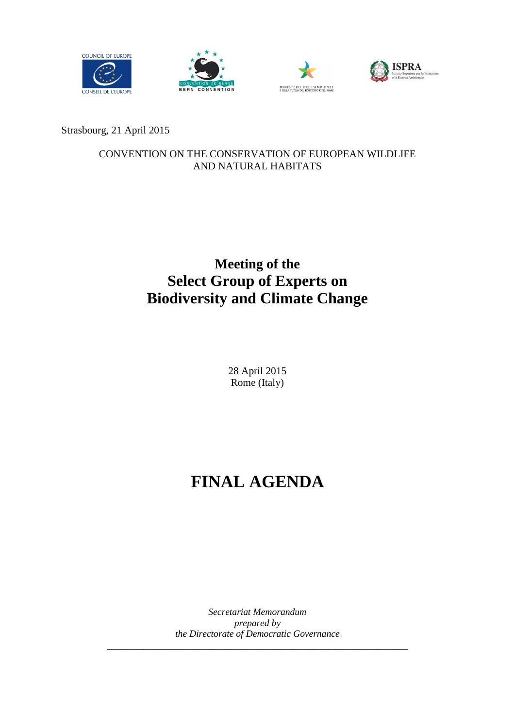Strasbourg, 21 April 2015

CONVENTION ON THE CONSERVATION OF EUROPEAN WILDLIFE AND NATURAL HABITATS

# Meeting of the Select Group of Experts on Biodiversity and Climate Change

28 April 2015
Rome (Italy)

# FINAL AGENDA

*Secretariat Memorandum*
*prepared by*
*the Directorate of Democratic Governance*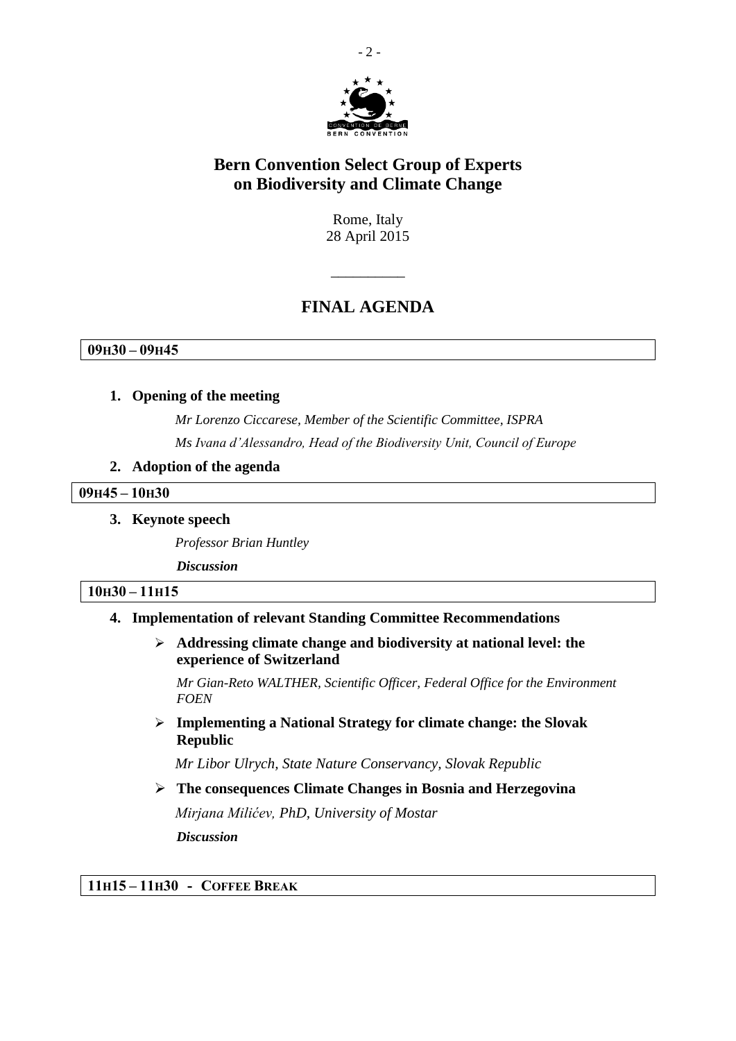# Bern Convention Select Group of Experts on Biodiversity and Climate Change

Rome, Italy
28 April 2015

---

## FINAL AGENDA

**09H30 – 09H45**

1. **Opening of the meeting**

   *Mr Lorenzo Ciccarese, Member of the Scientific Committee, ISPRA*

   *Ms Ivana d'Alessandro, Head of the Biodiversity Unit, Council of Europe*

2. **Adoption of the agenda**

**09H45 – 10H30**

3. **Keynote speech**

   *Professor Brian Huntley*

   ***Discussion***

**10H30 – 11H15**

4. **Implementation of relevant Standing Committee Recommendations**

   - **Addressing climate change and biodiversity at national level: the experience of Switzerland**

     *Mr Gian-Reto WALTHER, Scientific Officer, Federal Office for the Environment FOEN*

   - **Implementing a National Strategy for climate change: the Slovak Republic**

     *Mr Libor Ulrych, State Nature Conservancy, Slovak Republic*

   - **The consequences Climate Changes in Bosnia and Herzegovina**

     *Mirjana Milićev, PhD, University of Mostar*

     ***Discussion***

**11H15 – 11H30 - COFFEE BREAK**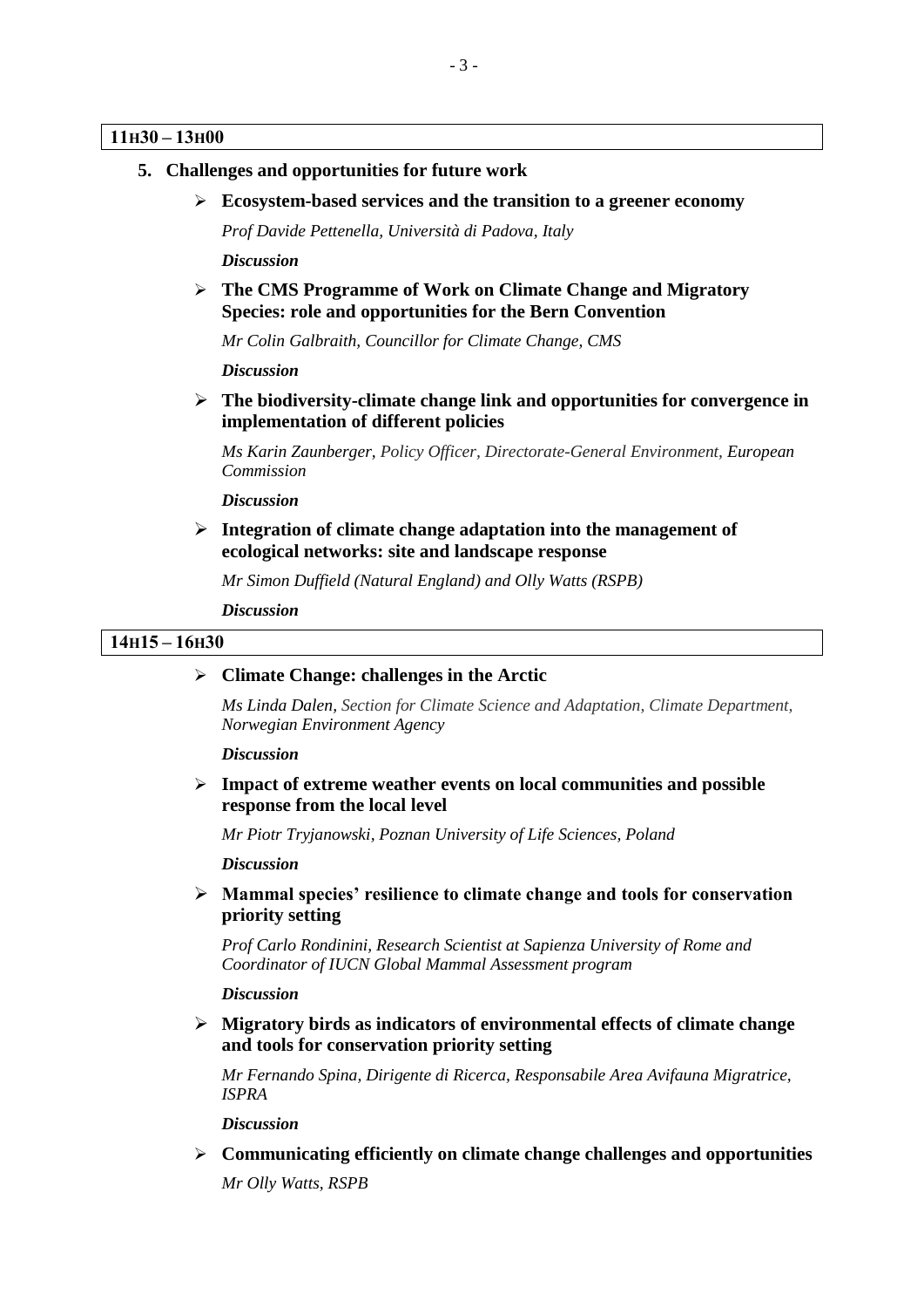**11H30 – 13H00**

5. **Challenges and opportunities for future work**

- **Ecosystem-based services and the transition to a greener economy**

  *Prof Davide Pettenella, Università di Padova, Italy*

  ***Discussion***

- **The CMS Programme of Work on Climate Change and Migratory Species: role and opportunities for the Bern Convention**

  *Mr Colin Galbraith, Councillor for Climate Change, CMS*

  ***Discussion***

- **The biodiversity-climate change link and opportunities for convergence in implementation of different policies**

  *Ms Karin Zaunberger, Policy Officer, Directorate-General Environment, European Commission*

  ***Discussion***

- **Integration of climate change adaptation into the management of ecological networks: site and landscape response**

  *Mr Simon Duffield (Natural England) and Olly Watts (RSPB)*

  ***Discussion***

**14H15 – 16H30**

- **Climate Change: challenges in the Arctic**

  *Ms Linda Dalen, Section for Climate Science and Adaptation, Climate Department, Norwegian Environment Agency*

  ***Discussion***

- **Impact of extreme weather events on local communities and possible response from the local level**

  *Mr Piotr Tryjanowski, Poznan University of Life Sciences, Poland*

  ***Discussion***

- **Mammal species' resilience to climate change and tools for conservation priority setting**

  *Prof Carlo Rondinini, Research Scientist at Sapienza University of Rome and Coordinator of IUCN Global Mammal Assessment program*

  ***Discussion***

- **Migratory birds as indicators of environmental effects of climate change and tools for conservation priority setting**

  *Mr Fernando Spina, Dirigente di Ricerca, Responsabile Area Avifauna Migratrice, ISPRA*

  ***Discussion***

- **Communicating efficiently on climate change challenges and opportunities**

  *Mr Olly Watts, RSPB*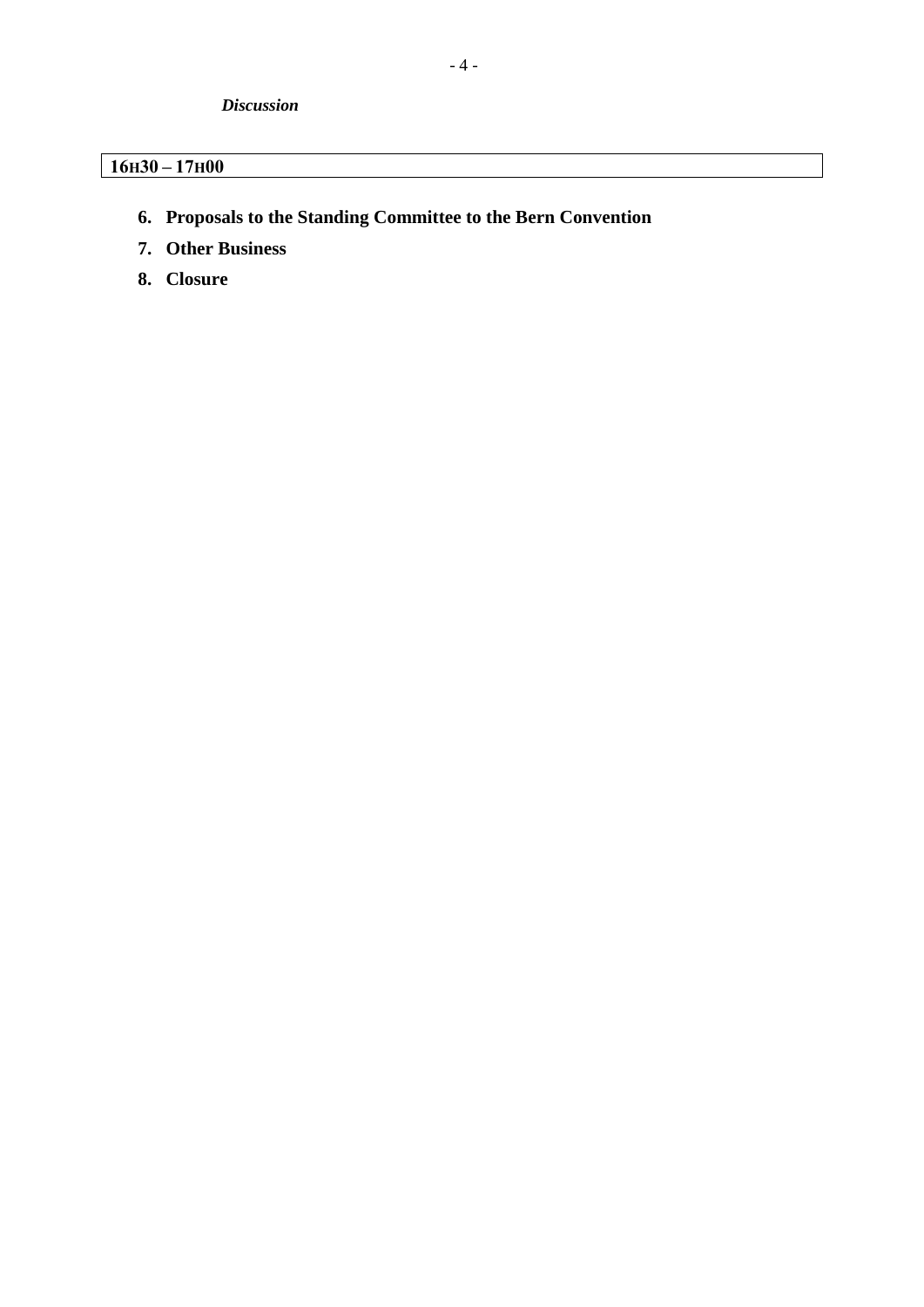*Discussion*

| 16H30 – 17H00 |
|---|

6. **Proposals to the Standing Committee to the Bern Convention**
7. **Other Business**
8. **Closure**